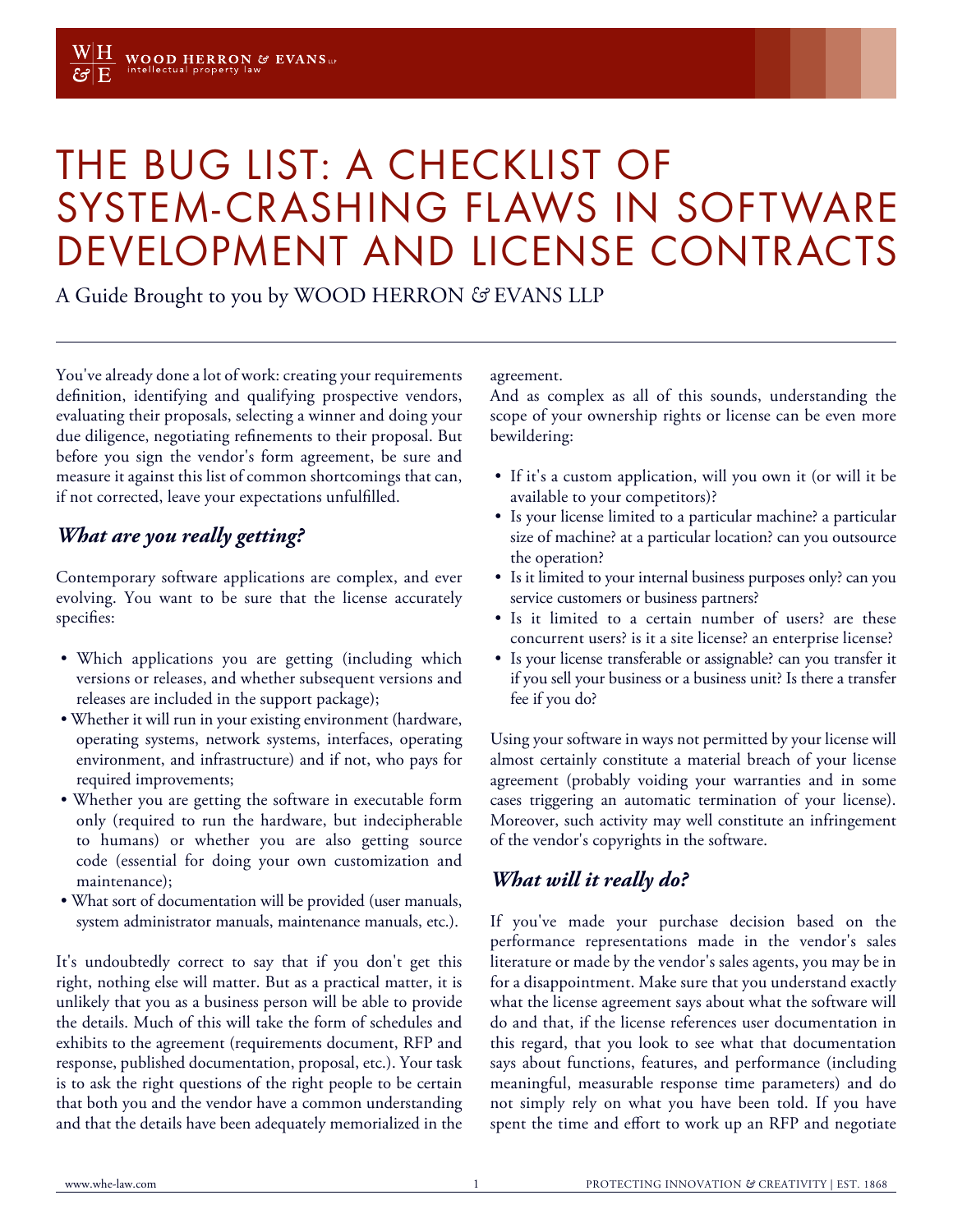# THE BUG LIST: A CHECKLIST OF SYSTEM-CRASHING FLAWS IN SOFTWARE DEVELOPMENT AND LICENSE CONTRACTS

A Guide Brought to you by WOOD HERRON & EVANS LLP

You've already done a lot of work: creating your requirements definition, identifying and qualifying prospective vendors, evaluating their proposals, selecting a winner and doing your due diligence, negotiating refinements to their proposal. But before you sign the vendor's form agreement, be sure and measure it against this list of common shortcomings that can, if not corrected, leave your expectations unfulfilled.

## *What are you really getting?*

Contemporary software applications are complex, and ever evolving. You want to be sure that the license accurately specifies:

- Which applications you are getting (including which versions or releases, and whether subsequent versions and releases are included in the support package);
- Whether it will run in your existing environment (hardware, operating systems, network systems, interfaces, operating environment, and infrastructure) and if not, who pays for required improvements;
- Whether you are getting the software in executable form only (required to run the hardware, but indecipherable to humans) or whether you are also getting source code (essential for doing your own customization and maintenance);
- What sort of documentation will be provided (user manuals, system administrator manuals, maintenance manuals, etc.).

It's undoubtedly correct to say that if you don't get this right, nothing else will matter. But as a practical matter, it is unlikely that you as a business person will be able to provide the details. Much of this will take the form of schedules and exhibits to the agreement (requirements document, RFP and response, published documentation, proposal, etc.). Your task is to ask the right questions of the right people to be certain that both you and the vendor have a common understanding and that the details have been adequately memorialized in the agreement.

And as complex as all of this sounds, understanding the scope of your ownership rights or license can be even more bewildering:

- If it's a custom application, will you own it (or will it be available to your competitors)?
- Is your license limited to a particular machine? a particular size of machine? at a particular location? can you outsource the operation?
- Is it limited to your internal business purposes only? can you service customers or business partners?
- Is it limited to a certain number of users? are these concurrent users? is it a site license? an enterprise license?
- Is your license transferable or assignable? can you transfer it if you sell your business or a business unit? Is there a transfer fee if you do?

Using your software in ways not permitted by your license will almost certainly constitute a material breach of your license agreement (probably voiding your warranties and in some cases triggering an automatic termination of your license). Moreover, such activity may well constitute an infringement of the vendor's copyrights in the software.

## *What will it really do?*

If you've made your purchase decision based on the performance representations made in the vendor's sales literature or made by the vendor's sales agents, you may be in for a disappointment. Make sure that you understand exactly what the license agreement says about what the software will do and that, if the license references user documentation in this regard, that you look to see what that documentation says about functions, features, and performance (including meaningful, measurable response time parameters) and do not simply rely on what you have been told. If you have spent the time and effort to work up an RFP and negotiate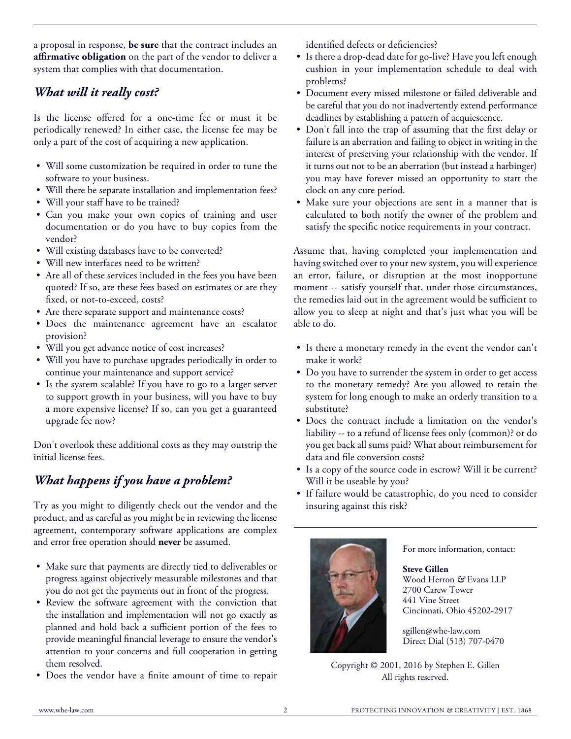a proposal in response, **be sure** that the contract includes an **affirmative obligation** on the part of the vendor to deliver a system that complies with that documentation.

## *What will it really cost?*

Is the license offered for a one-time fee or must it be periodically renewed? In either case, the license fee may be only a part of the cost of acquiring a new application.

- Will some customization be required in order to tune the software to your business.
- Will there be separate installation and implementation fees?
- Will your staff have to be trained?
- Can you make your own copies of training and user documentation or do you have to buy copies from the vendor?
- Will existing databases have to be converted?
- Will new interfaces need to be written?
- Are all of these services included in the fees you have been quoted? If so, are these fees based on estimates or are they fixed, or not-to-exceed, costs?
- Are there separate support and maintenance costs?
- Does the maintenance agreement have an escalator provision?
- Will you get advance notice of cost increases?
- Will you have to purchase upgrades periodically in order to continue your maintenance and support service?
- Is the system scalable? If you have to go to a larger server to support growth in your business, will you have to buy a more expensive license? If so, can you get a guaranteed upgrade fee now?

Don't overlook these additional costs as they may outstrip the initial license fees.

## *What happens if you have a problem?*

Try as you might to diligently check out the vendor and the product, and as careful as you might be in reviewing the license agreement, contemporary software applications are complex and error free operation should **never** be assumed.

- Make sure that payments are directly tied to deliverables or progress against objectively measurable milestones and that you do not get the payments out in front of the progress.
- Review the software agreement with the conviction that the installation and implementation will not go exactly as planned and hold back a sufficient portion of the fees to provide meaningful financial leverage to ensure the vendor's attention to your concerns and full cooperation in getting them resolved.
- Does the vendor have a finite amount of time to repair identified defects or deficiencies?
- Is there a drop-dead date for go-live? Have you left enough cushion in your implementation schedule to deal with problems?
- Document every missed milestone or failed deliverable and be careful that you do not inadvertently extend performance deadlines by establishing a pattern of acquiescence.
- Don't fall into the trap of assuming that the first delay or failure is an aberration and failing to object in writing in the interest of preserving your relationship with the vendor. If it turns out not to be an aberration (but instead a harbinger) you may have forever missed an opportunity to start the clock on any cure period.
- Make sure your objections are sent in a manner that is calculated to both notify the owner of the problem and satisfy the specific notice requirements in your contract.

Assume that, having completed your implementation and having switched over to your new system, you will experience an error, failure, or disruption at the most inopportune moment -- satisfy yourself that, under those circumstances, the remedies laid out in the agreement would be sufficient to allow you to sleep at night and that's just what you will be able to do.

- Is there a monetary remedy in the event the vendor can't make it work?
- Do you have to surrender the system in order to get access to the monetary remedy? Are you allowed to retain the system for long enough to make an orderly transition to a substitute?
- Does the contract include a limitation on the vendor's liability -- to a refund of license fees only (common)? or do you get back all sums paid? What about reimbursement for data and file conversion costs?
- Is a copy of the source code in escrow? Will it be current? Will it be useable by you?
- If failure would be catastrophic, do you need to consider insuring against this risk?

---

For more information, contact:

**Steve Gillen**
Wood Herron & Evans LLP
2700 Carew Tower
441 Vine Street
Cincinnati, Ohio 45202-2917

sgillen@whe-law.com
Direct Dial (513) 707-0470

Copyright © 2001, 2016 by Stephen E. Gillen
All rights reserved.